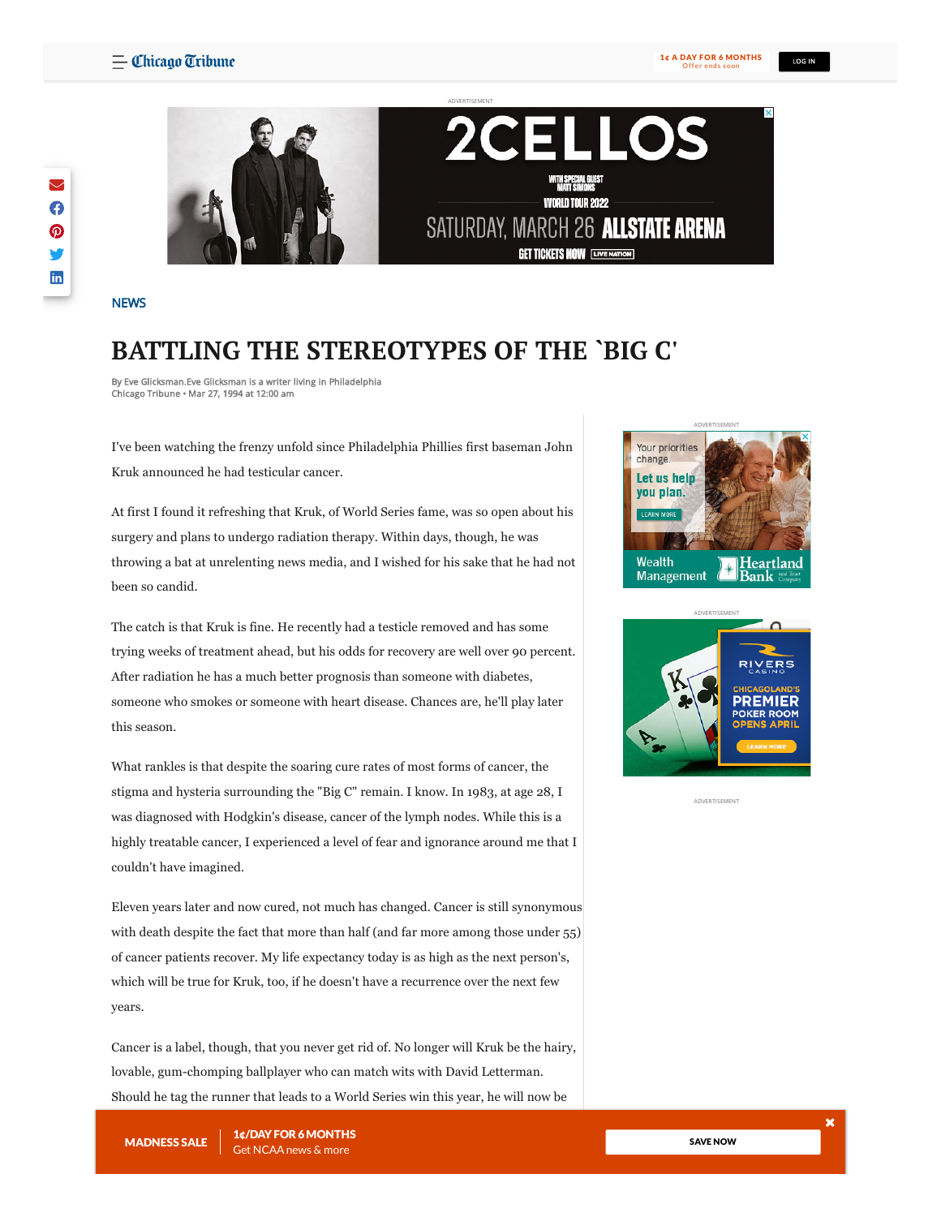NEWS

# BATTLING THE STEREOTYPES OF THE `BIG C'

By Eve Glicksman.Eve Glicksman is a writer living in Philadelphia
Chicago Tribune • Mar 27, 1994 at 12:00 am

I've been watching the frenzy unfold since Philadelphia Phillies first baseman John Kruk announced he had testicular cancer.

At first I found it refreshing that Kruk, of World Series fame, was so open about his surgery and plans to undergo radiation therapy. Within days, though, he was throwing a bat at unrelenting news media, and I wished for his sake that he had not been so candid.

The catch is that Kruk is fine. He recently had a testicle removed and has some trying weeks of treatment ahead, but his odds for recovery are well over 90 percent. After radiation he has a much better prognosis than someone with diabetes, someone who smokes or someone with heart disease. Chances are, he'll play later this season.

What rankles is that despite the soaring cure rates of most forms of cancer, the stigma and hysteria surrounding the "Big C" remain. I know. In 1983, at age 28, I was diagnosed with Hodgkin's disease, cancer of the lymph nodes. While this is a highly treatable cancer, I experienced a level of fear and ignorance around me that I couldn't have imagined.

Eleven years later and now cured, not much has changed. Cancer is still synonymous with death despite the fact that more than half (and far more among those under 55) of cancer patients recover. My life expectancy today is as high as the next person's, which will be true for Kruk, too, if he doesn't have a recurrence over the next few years.

Cancer is a label, though, that you never get rid of. No longer will Kruk be the hairy, lovable, gum-chomping ballplayer who can match wits with David Letterman. Should he tag the runner that leads to a World Series win this year, he will now be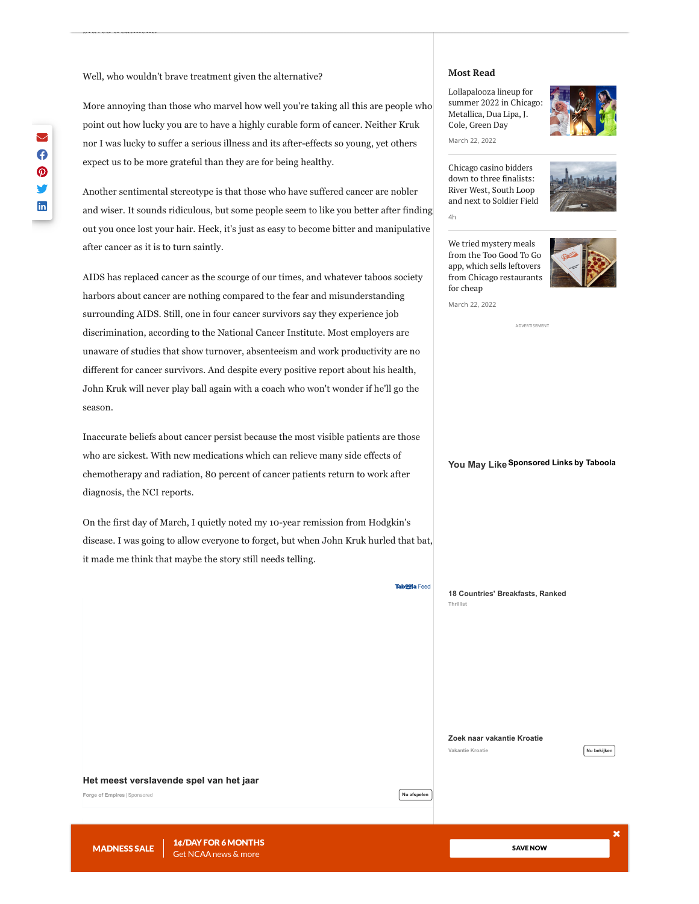Well, who wouldn't brave treatment given the alternative?

More annoying than those who marvel how well you're taking all this are people who point out how lucky you are to have a highly curable form of cancer. Neither Kruk nor I was lucky to suffer a serious illness and its after-effects so young, yet others expect us to be more grateful than they are for being healthy.

Another sentimental stereotype is that those who have suffered cancer are nobler and wiser. It sounds ridiculous, but some people seem to like you better after finding out you once lost your hair. Heck, it's just as easy to become bitter and manipulative after cancer as it is to turn saintly.

AIDS has replaced cancer as the scourge of our times, and whatever taboos society harbors about cancer are nothing compared to the fear and misunderstanding surrounding AIDS. Still, one in four cancer survivors say they experience job discrimination, according to the National Cancer Institute. Most employers are unaware of studies that show turnover, absenteeism and work productivity are no different for cancer survivors. And despite every positive report about his health, John Kruk will never play ball again with a coach who won't wonder if he'll go the season.

Inaccurate beliefs about cancer persist because the most visible patients are those who are sickest. With new medications which can relieve many side effects of chemotherapy and radiation, 80 percent of cancer patients return to work after diagnosis, the NCI reports.

On the first day of March, I quietly noted my 10-year remission from Hodgkin's disease. I was going to allow everyone to forget, but when John Kruk hurled that bat, it made me think that maybe the story still needs telling.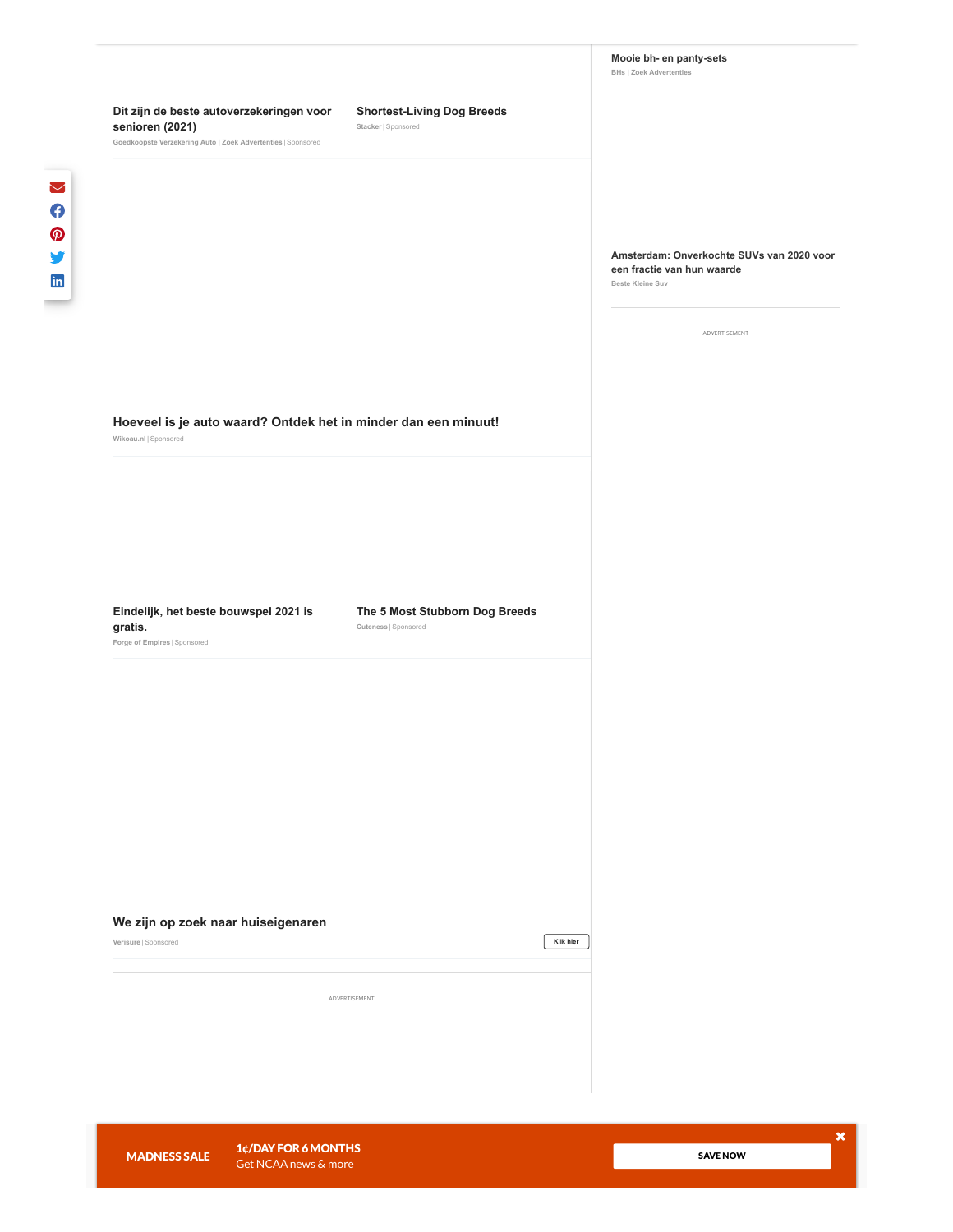Dit zijn de beste autoverzekeringen voor senioren (2021)

Goedkoopste Verzekering Auto | Zoek Advertenties | Sponsored

Shortest-Living Dog Breeds

Stacker | Sponsored

Hoeveel is je auto waard? Ontdek het in minder dan een minuut!

Wikoau.nl | Sponsored

Eindelijk, het beste bouwspel 2021 is gratis.

Forge of Empires | Sponsored

The 5 Most Stubborn Dog Breeds

Cuteness | Sponsored

We zijn op zoek naar huiseigenaren

Verisure | Sponsored

Klik hier

ADVERTISEMENT

Mooie bh- en panty-sets

BHs | Zoek Advertenties

Amsterdam: Onverkochte SUVs van 2020 voor een fractie van hun waarde

Beste Kleine Suv

ADVERTISEMENT

MADNESS SALE

1¢/DAY FOR 6 MONTHS

Get NCAA news & more

SAVE NOW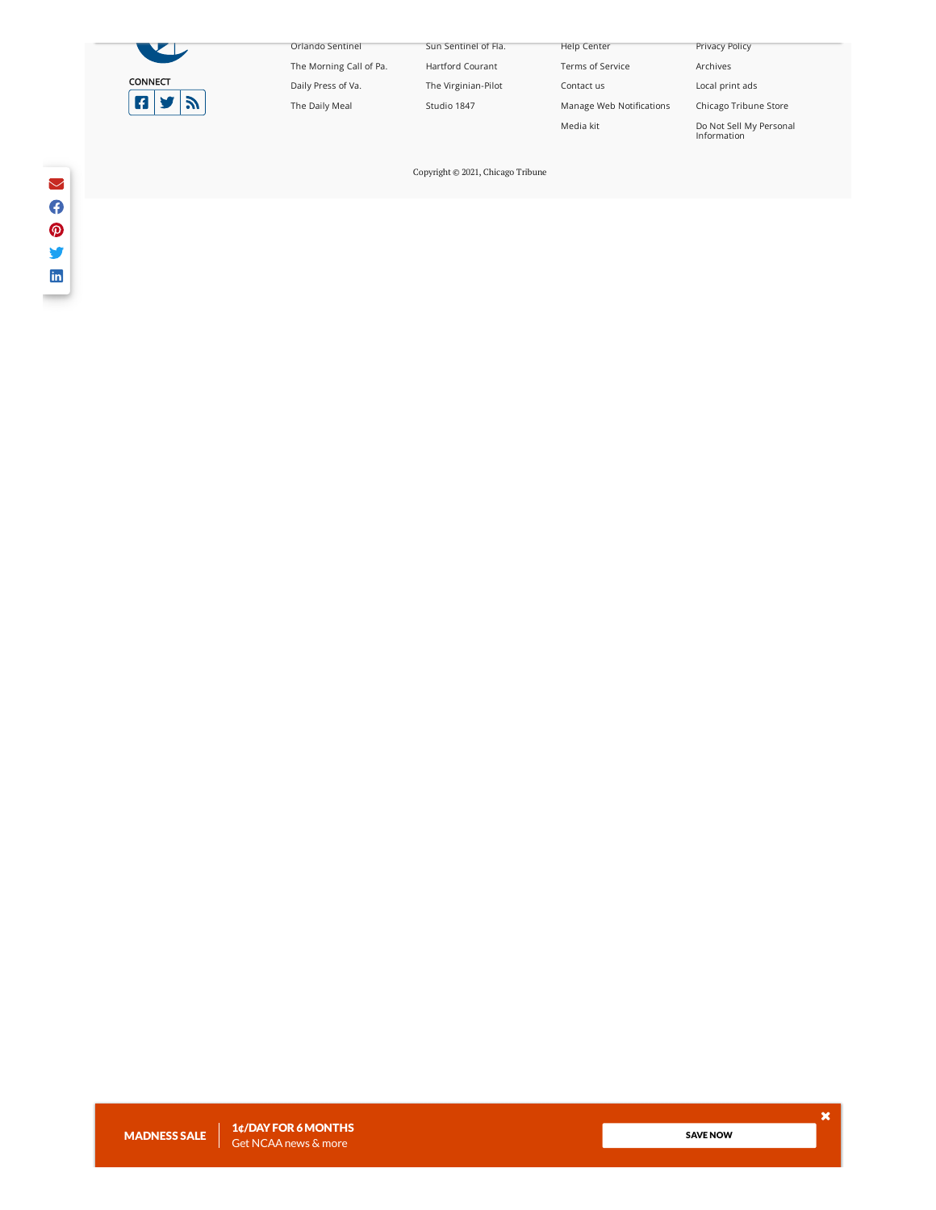CONNECT

Orlando Sentinel
The Morning Call of Pa.
Daily Press of Va.
The Daily Meal

Sun Sentinel of Fla.
Hartford Courant
The Virginian-Pilot
Studio 1847

Help Center
Terms of Service
Contact us
Manage Web Notifications
Media kit

Privacy Policy
Archives
Local print ads
Chicago Tribune Store
Do Not Sell My Personal Information

Copyright © 2021, Chicago Tribune

MADNESS SALE

1¢/DAY FOR 6 MONTHS
Get NCAA news & more

SAVE NOW